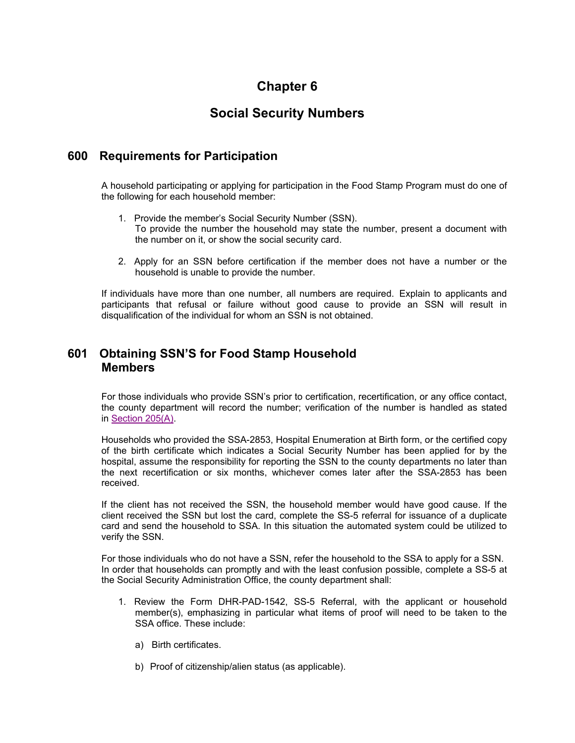# Chapter 6

# Social Security Numbers

## 600 Requirements for Participation

A household participating or applying for participation in the Food Stamp Program must do one of the following for each household member:

1. Provide the member's Social Security Number (SSN).
   To provide the number the household may state the number, present a document with the number on it, or show the social security card.

2. Apply for an SSN before certification if the member does not have a number or the household is unable to provide the number.

If individuals have more than one number, all numbers are required. Explain to applicants and participants that refusal or failure without good cause to provide an SSN will result in disqualification of the individual for whom an SSN is not obtained.

## 601 Obtaining SSN'S for Food Stamp Household Members

For those individuals who provide SSN's prior to certification, recertification, or any office contact, the county department will record the number; verification of the number is handled as stated in [Section 205(A)](#).

Households who provided the SSA-2853, Hospital Enumeration at Birth form, or the certified copy of the birth certificate which indicates a Social Security Number has been applied for by the hospital, assume the responsibility for reporting the SSN to the county departments no later than the next recertification or six months, whichever comes later after the SSA-2853 has been received.

If the client has not received the SSN, the household member would have good cause. If the client received the SSN but lost the card, complete the SS-5 referral for issuance of a duplicate card and send the household to SSA. In this situation the automated system could be utilized to verify the SSN.

For those individuals who do not have a SSN, refer the household to the SSA to apply for a SSN. In order that households can promptly and with the least confusion possible, complete a SS-5 at the Social Security Administration Office, the county department shall:

1. Review the Form DHR-PAD-1542, SS-5 Referral, with the applicant or household member(s), emphasizing in particular what items of proof will need to be taken to the SSA office. These include:

   a) Birth certificates.

   b) Proof of citizenship/alien status (as applicable).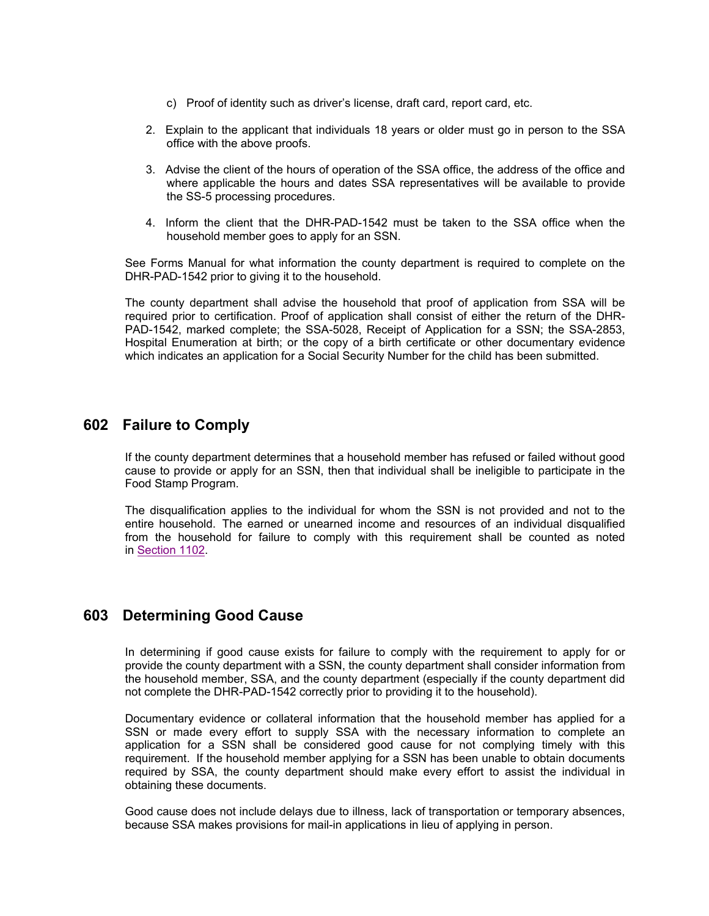c) Proof of identity such as driver's license, draft card, report card, etc.

2. Explain to the applicant that individuals 18 years or older must go in person to the SSA office with the above proofs.

3. Advise the client of the hours of operation of the SSA office, the address of the office and where applicable the hours and dates SSA representatives will be available to provide the SS-5 processing procedures.

4. Inform the client that the DHR-PAD-1542 must be taken to the SSA office when the household member goes to apply for an SSN.

See Forms Manual for what information the county department is required to complete on the DHR-PAD-1542 prior to giving it to the household.

The county department shall advise the household that proof of application from SSA will be required prior to certification. Proof of application shall consist of either the return of the DHR-PAD-1542, marked complete; the SSA-5028, Receipt of Application for a SSN; the SSA-2853, Hospital Enumeration at birth; or the copy of a birth certificate or other documentary evidence which indicates an application for a Social Security Number for the child has been submitted.

## 602 Failure to Comply

If the county department determines that a household member has refused or failed without good cause to provide or apply for an SSN, then that individual shall be ineligible to participate in the Food Stamp Program.

The disqualification applies to the individual for whom the SSN is not provided and not to the entire household. The earned or unearned income and resources of an individual disqualified from the household for failure to comply with this requirement shall be counted as noted in Section 1102.

## 603 Determining Good Cause

In determining if good cause exists for failure to comply with the requirement to apply for or provide the county department with a SSN, the county department shall consider information from the household member, SSA, and the county department (especially if the county department did not complete the DHR-PAD-1542 correctly prior to providing it to the household).

Documentary evidence or collateral information that the household member has applied for a SSN or made every effort to supply SSA with the necessary information to complete an application for a SSN shall be considered good cause for not complying timely with this requirement. If the household member applying for a SSN has been unable to obtain documents required by SSA, the county department should make every effort to assist the individual in obtaining these documents.

Good cause does not include delays due to illness, lack of transportation or temporary absences, because SSA makes provisions for mail-in applications in lieu of applying in person.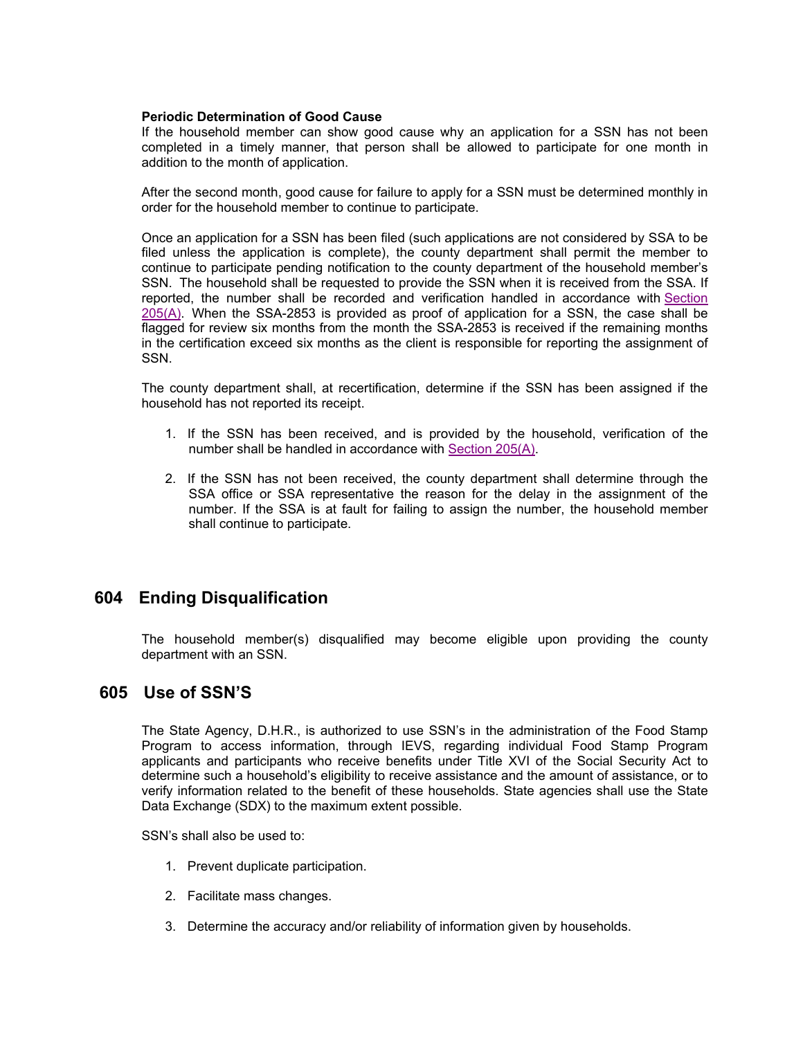**Periodic Determination of Good Cause**

If the household member can show good cause why an application for a SSN has not been completed in a timely manner, that person shall be allowed to participate for one month in addition to the month of application.

After the second month, good cause for failure to apply for a SSN must be determined monthly in order for the household member to continue to participate.

Once an application for a SSN has been filed (such applications are not considered by SSA to be filed unless the application is complete), the county department shall permit the member to continue to participate pending notification to the county department of the household member's SSN. The household shall be requested to provide the SSN when it is received from the SSA. If reported, the number shall be recorded and verification handled in accordance with Section 205(A). When the SSA-2853 is provided as proof of application for a SSN, the case shall be flagged for review six months from the month the SSA-2853 is received if the remaining months in the certification exceed six months as the client is responsible for reporting the assignment of SSN.

The county department shall, at recertification, determine if the SSN has been assigned if the household has not reported its receipt.

1. If the SSN has been received, and is provided by the household, verification of the number shall be handled in accordance with Section 205(A).

2. If the SSN has not been received, the county department shall determine through the SSA office or SSA representative the reason for the delay in the assignment of the number. If the SSA is at fault for failing to assign the number, the household member shall continue to participate.

## 604 Ending Disqualification

The household member(s) disqualified may become eligible upon providing the county department with an SSN.

## 605 Use of SSN'S

The State Agency, D.H.R., is authorized to use SSN's in the administration of the Food Stamp Program to access information, through IEVS, regarding individual Food Stamp Program applicants and participants who receive benefits under Title XVI of the Social Security Act to determine such a household's eligibility to receive assistance and the amount of assistance, or to verify information related to the benefit of these households. State agencies shall use the State Data Exchange (SDX) to the maximum extent possible.

SSN's shall also be used to:

1. Prevent duplicate participation.

2. Facilitate mass changes.

3. Determine the accuracy and/or reliability of information given by households.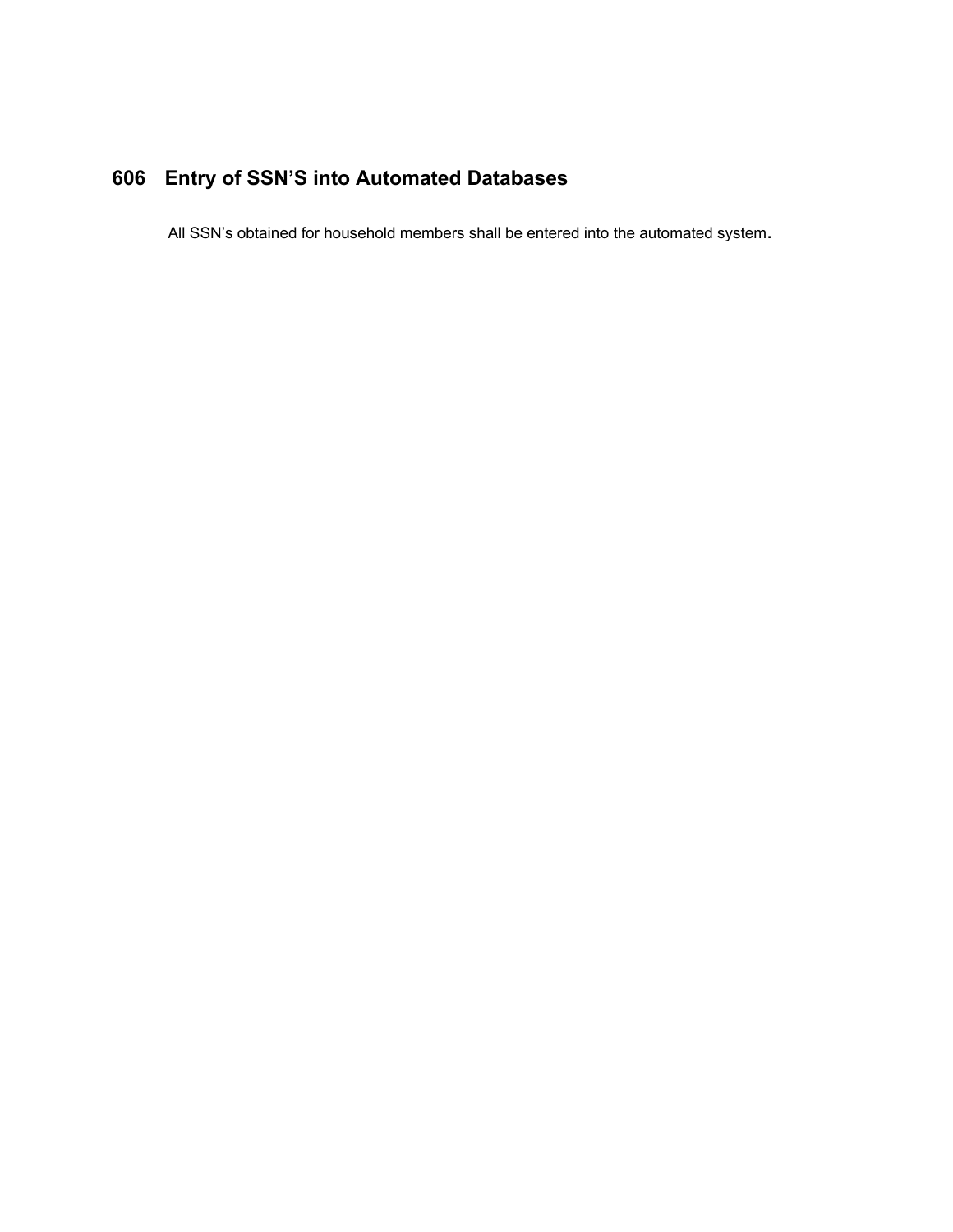## 606 Entry of SSN'S into Automated Databases

All SSN's obtained for household members shall be entered into the automated system.